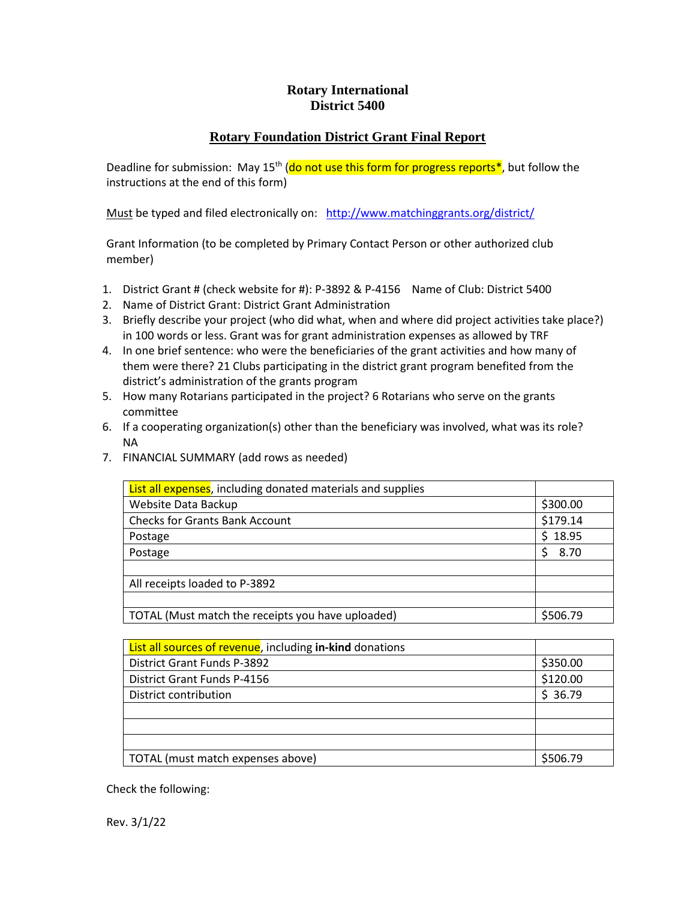# Rotary International
# District 5400

## Rotary Foundation District Grant Final Report

Deadline for submission: May 15th (do not use this form for progress reports*, but follow the instructions at the end of this form)

Must be typed and filed electronically on: http://www.matchinggrants.org/district/

Grant Information (to be completed by Primary Contact Person or other authorized club member)

1. District Grant # (check website for #): P-3892 & P-4156 Name of Club: District 5400
2. Name of District Grant: District Grant Administration
3. Briefly describe your project (who did what, when and where did project activities take place?) in 100 words or less. Grant was for grant administration expenses as allowed by TRF
4. In one brief sentence: who were the beneficiaries of the grant activities and how many of them were there? 21 Clubs participating in the district grant program benefited from the district's administration of the grants program
5. How many Rotarians participated in the project? 6 Rotarians who serve on the grants committee
6. If a cooperating organization(s) other than the beneficiary was involved, what was its role? NA
7. FINANCIAL SUMMARY (add rows as needed)

| List all expenses, including donated materials and supplies | |
|---|---|
| Website Data Backup | $300.00 |
| Checks for Grants Bank Account | $179.14 |
| Postage | $ 18.95 |
| Postage | $ 8.70 |
| | |
| All receipts loaded to P-3892 | |
| | |
| TOTAL (Must match the receipts you have uploaded) | $506.79 |

| List all sources of revenue, including **in-kind** donations | |
|---|---|
| District Grant Funds P-3892 | $350.00 |
| District Grant Funds P-4156 | $120.00 |
| District contribution | $ 36.79 |
| | |
| | |
| | |
| TOTAL (must match expenses above) | $506.79 |

Check the following:

Rev. 3/1/22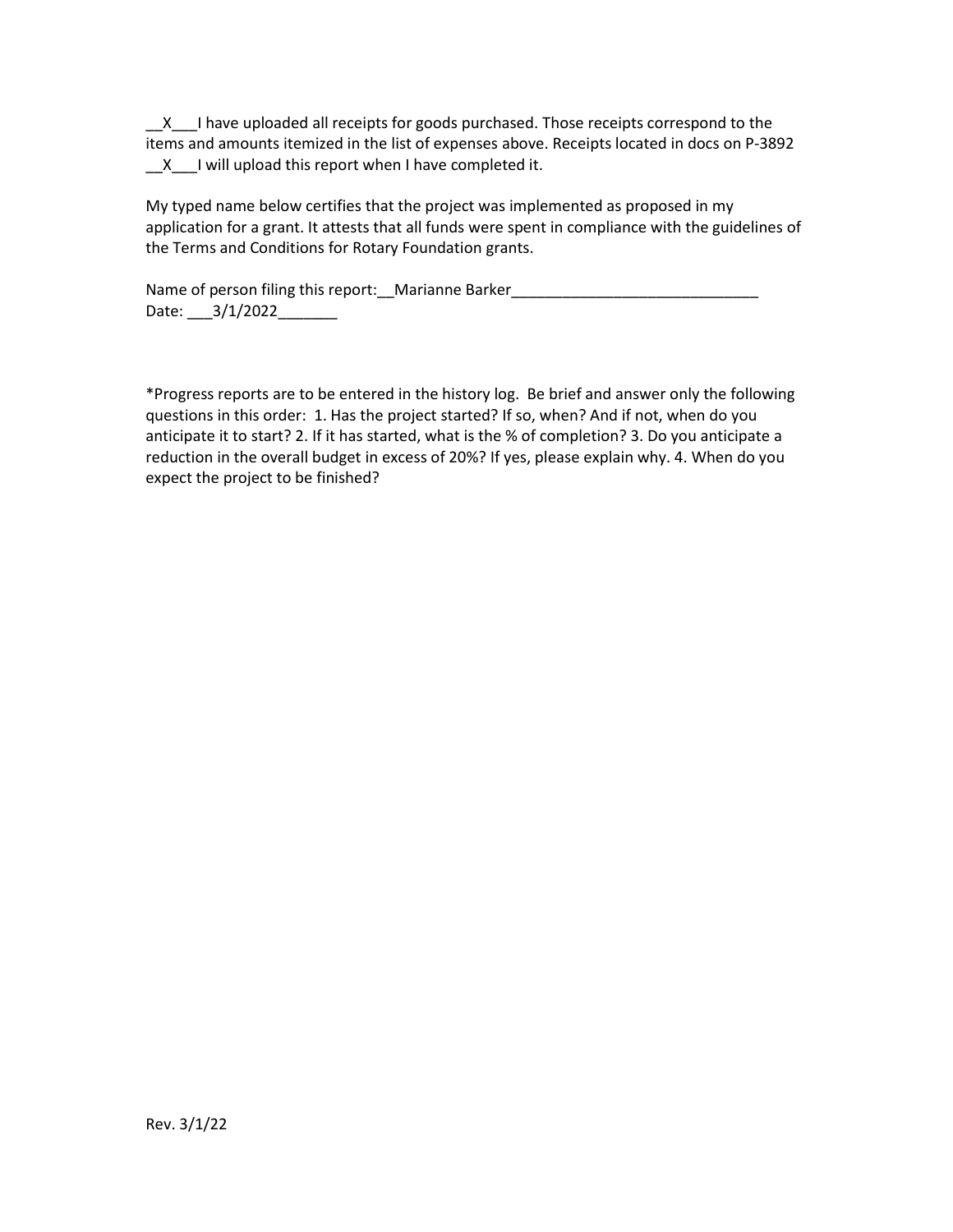__X___I have uploaded all receipts for goods purchased. Those receipts correspond to the items and amounts itemized in the list of expenses above. Receipts located in docs on P-3892
__X___I will upload this report when I have completed it.

My typed name below certifies that the project was implemented as proposed in my application for a grant. It attests that all funds were spent in compliance with the guidelines of the Terms and Conditions for Rotary Foundation grants.

Name of person filing this report:__Marianne Barker______________________________
Date: ___3/1/2022_______

*Progress reports are to be entered in the history log. Be brief and answer only the following questions in this order: 1. Has the project started? If so, when? And if not, when do you anticipate it to start? 2. If it has started, what is the % of completion? 3. Do you anticipate a reduction in the overall budget in excess of 20%? If yes, please explain why. 4. When do you expect the project to be finished?

Rev. 3/1/22